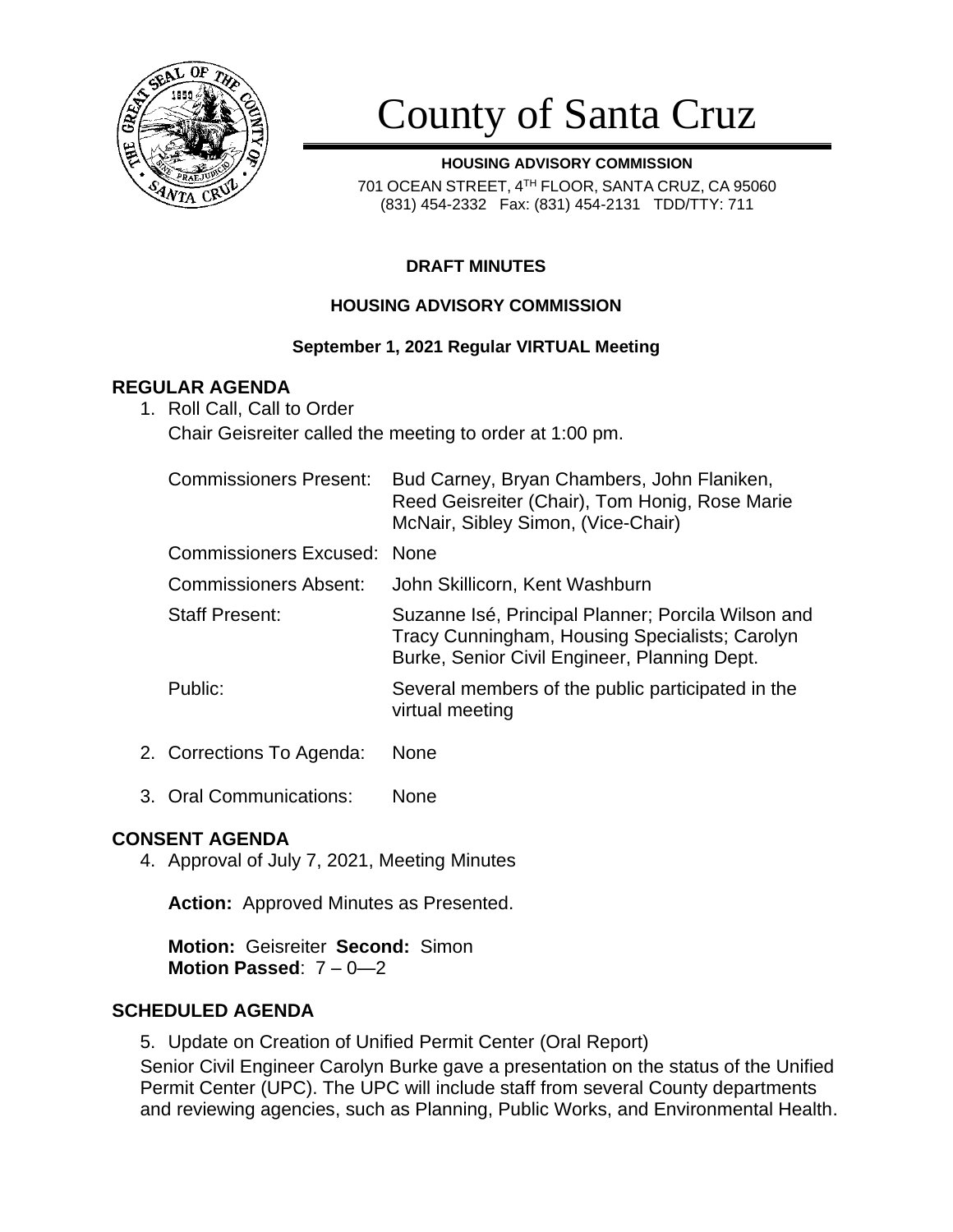# County of Santa Cruz

**HOUSING ADVISORY COMMISSION**

701 OCEAN STREET, 4TH FLOOR, SANTA CRUZ, CA 95060
(831) 454-2332 Fax: (831) 454-2131 TDD/TTY: 711

**DRAFT MINUTES**

**HOUSING ADVISORY COMMISSION**

**September 1, 2021 Regular VIRTUAL Meeting**

## REGULAR AGENDA

1. Roll Call, Call to Order

   Chair Geisreiter called the meeting to order at 1:00 pm.

   Commissioners Present: Bud Carney, Bryan Chambers, John Flaniken, Reed Geisreiter (Chair), Tom Honig, Rose Marie McNair, Sibley Simon, (Vice-Chair)

   Commissioners Excused: None

   Commissioners Absent: John Skillicorn, Kent Washburn

   Staff Present: Suzanne Isé, Principal Planner; Porcila Wilson and Tracy Cunningham, Housing Specialists; Carolyn Burke, Senior Civil Engineer, Planning Dept.

   Public: Several members of the public participated in the virtual meeting

2. Corrections To Agenda: None

3. Oral Communications: None

## CONSENT AGENDA

4. Approval of July 7, 2021, Meeting Minutes

   **Action:** Approved Minutes as Presented.

   **Motion:** Geisreiter **Second:** Simon
   **Motion Passed**: 7 – 0—2

## SCHEDULED AGENDA

5. Update on Creation of Unified Permit Center (Oral Report)

Senior Civil Engineer Carolyn Burke gave a presentation on the status of the Unified Permit Center (UPC). The UPC will include staff from several County departments and reviewing agencies, such as Planning, Public Works, and Environmental Health.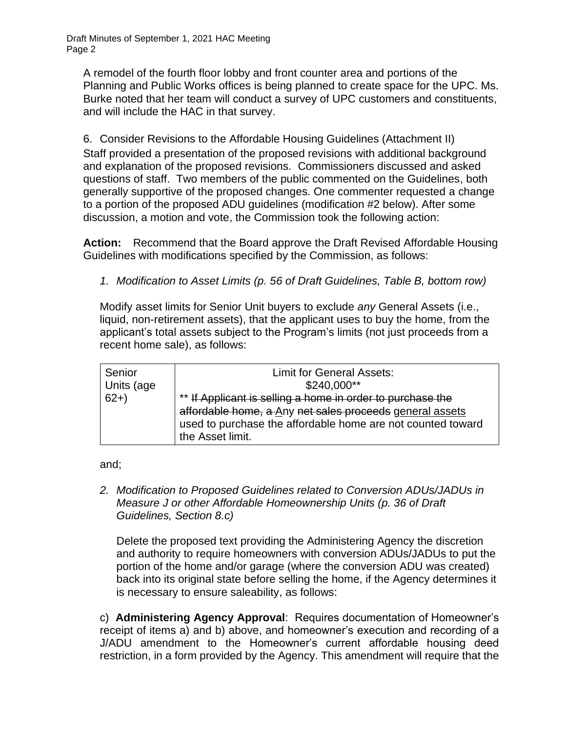A remodel of the fourth floor lobby and front counter area and portions of the Planning and Public Works offices is being planned to create space for the UPC. Ms. Burke noted that her team will conduct a survey of UPC customers and constituents, and will include the HAC in that survey.

6. Consider Revisions to the Affordable Housing Guidelines (Attachment II)

Staff provided a presentation of the proposed revisions with additional background and explanation of the proposed revisions. Commissioners discussed and asked questions of staff. Two members of the public commented on the Guidelines, both generally supportive of the proposed changes. One commenter requested a change to a portion of the proposed ADU guidelines (modification #2 below). After some discussion, a motion and vote, the Commission took the following action:

**Action:** Recommend that the Board approve the Draft Revised Affordable Housing Guidelines with modifications specified by the Commission, as follows:

1. *Modification to Asset Limits (p. 56 of Draft Guidelines, Table B, bottom row)*

Modify asset limits for Senior Unit buyers to exclude *any* General Assets (i.e., liquid, non-retirement assets), that the applicant uses to buy the home, from the applicant's total assets subject to the Program's limits (not just proceeds from a recent home sale), as follows:

| Senior Units (age 62+) | Limit for General Assets: $240,000** ** ~~If Applicant is selling a home in order to purchase the affordable home, a~~ Any ~~net sales proceeds~~ general assets used to purchase the affordable home are not counted toward the Asset limit. |
|---|---|

and;

2. *Modification to Proposed Guidelines related to Conversion ADUs/JADUs in Measure J or other Affordable Homeownership Units (p. 36 of Draft Guidelines, Section 8.c)*

Delete the proposed text providing the Administering Agency the discretion and authority to require homeowners with conversion ADUs/JADUs to put the portion of the home and/or garage (where the conversion ADU was created) back into its original state before selling the home, if the Agency determines it is necessary to ensure saleability, as follows:

c) **Administering Agency Approval**: Requires documentation of Homeowner's receipt of items a) and b) above, and homeowner's execution and recording of a J/ADU amendment to the Homeowner's current affordable housing deed restriction, in a form provided by the Agency. This amendment will require that the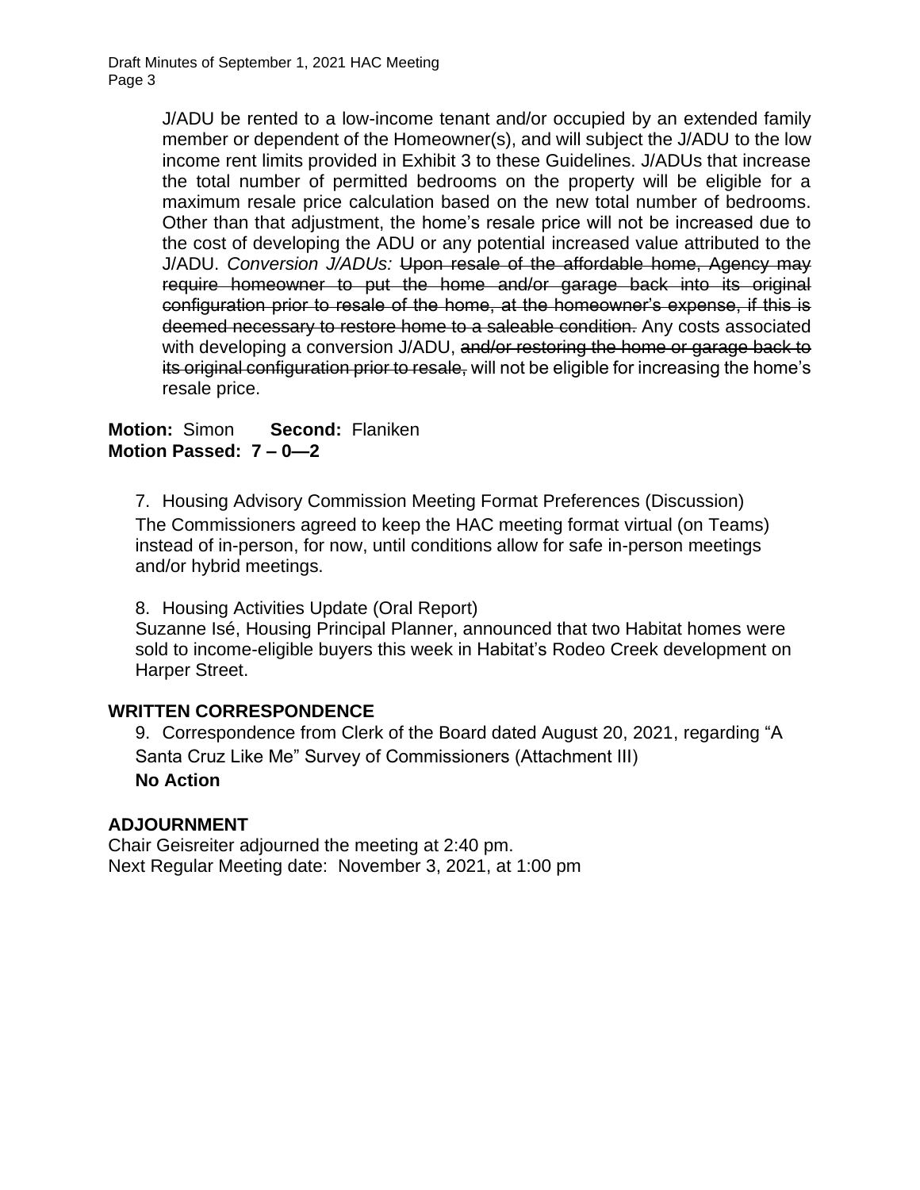J/ADU be rented to a low-income tenant and/or occupied by an extended family member or dependent of the Homeowner(s), and will subject the J/ADU to the low income rent limits provided in Exhibit 3 to these Guidelines. J/ADUs that increase the total number of permitted bedrooms on the property will be eligible for a maximum resale price calculation based on the new total number of bedrooms. Other than that adjustment, the home's resale price will not be increased due to the cost of developing the ADU or any potential increased value attributed to the J/ADU. *Conversion J/ADUs:* ~~Upon resale of the affordable home, Agency may require homeowner to put the home and/or garage back into its original configuration prior to resale of the home, at the homeowner's expense, if this is deemed necessary to restore home to a saleable condition.~~ Any costs associated with developing a conversion J/ADU, ~~and/or restoring the home or garage back to its original configuration prior to resale,~~ will not be eligible for increasing the home's resale price.

**Motion:** Simon **Second:** Flaniken
**Motion Passed: 7 – 0—2**

7. Housing Advisory Commission Meeting Format Preferences (Discussion)
The Commissioners agreed to keep the HAC meeting format virtual (on Teams) instead of in-person, for now, until conditions allow for safe in-person meetings and/or hybrid meetings.

8. Housing Activities Update (Oral Report)
Suzanne Isé, Housing Principal Planner, announced that two Habitat homes were sold to income-eligible buyers this week in Habitat's Rodeo Creek development on Harper Street.

## WRITTEN CORRESPONDENCE

9. Correspondence from Clerk of the Board dated August 20, 2021, regarding "A Santa Cruz Like Me" Survey of Commissioners (Attachment III)
**No Action**

## ADJOURNMENT

Chair Geisreiter adjourned the meeting at 2:40 pm.
Next Regular Meeting date: November 3, 2021, at 1:00 pm